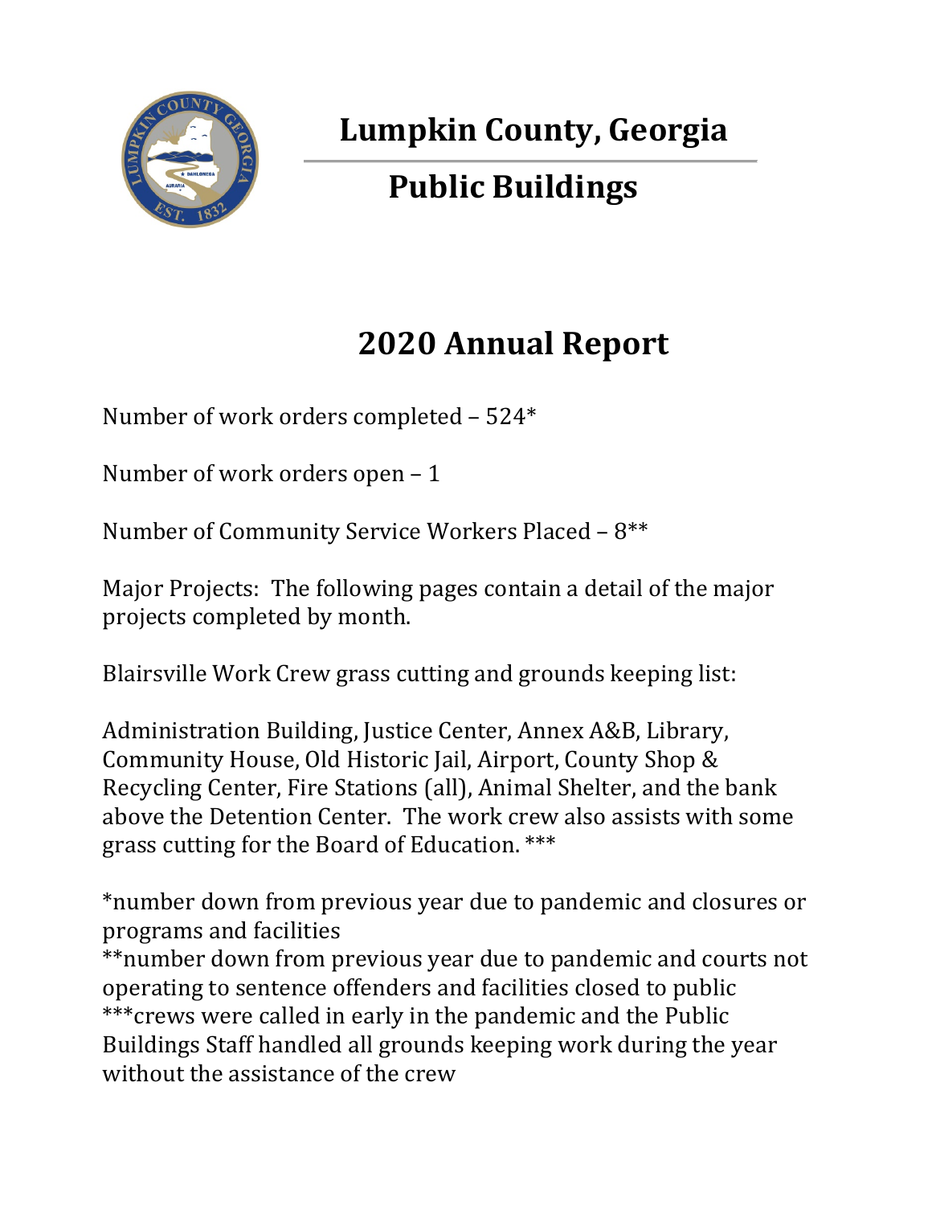# Lumpkin County, Georgia

## Public Buildings

# 2020 Annual Report

Number of work orders completed – 524*

Number of work orders open – 1

Number of Community Service Workers Placed – 8**

Major Projects: The following pages contain a detail of the major projects completed by month.

Blairsville Work Crew grass cutting and grounds keeping list:

Administration Building, Justice Center, Annex A&B, Library, Community House, Old Historic Jail, Airport, County Shop & Recycling Center, Fire Stations (all), Animal Shelter, and the bank above the Detention Center. The work crew also assists with some grass cutting for the Board of Education. ***

*number down from previous year due to pandemic and closures or programs and facilities
**number down from previous year due to pandemic and courts not operating to sentence offenders and facilities closed to public
***crews were called in early in the pandemic and the Public Buildings Staff handled all grounds keeping work during the year without the assistance of the crew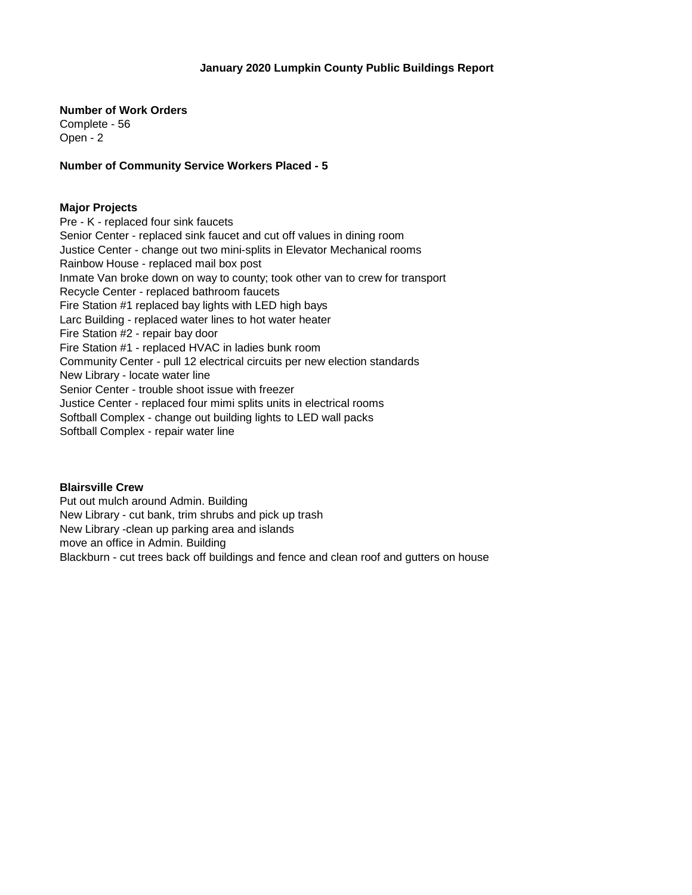# January 2020 Lumpkin County Public Buildings Report

**Number of Work Orders**
Complete - 56
Open - 2

**Number of Community Service Workers Placed - 5**

**Major Projects**
Pre - K - replaced four sink faucets
Senior Center - replaced sink faucet and cut off values in dining room
Justice Center - change out two mini-splits in Elevator Mechanical rooms
Rainbow House - replaced mail box post
Inmate Van broke down on way to county; took other van to crew for transport
Recycle Center - replaced bathroom faucets
Fire Station #1 replaced bay lights with LED high bays
Larc Building - replaced water lines to hot water heater
Fire Station #2 - repair bay door
Fire Station #1 - replaced HVAC in ladies bunk room
Community Center - pull 12 electrical circuits per new election standards
New Library - locate water line
Senior Center - trouble shoot issue with freezer
Justice Center - replaced four mimi splits units in electrical rooms
Softball Complex - change out building lights to LED wall packs
Softball Complex - repair water line

**Blairsville Crew**
Put out mulch around Admin. Building
New Library - cut bank, trim shrubs and pick up trash
New Library -clean up parking area and islands
move an office in Admin. Building
Blackburn - cut trees back off buildings and fence and clean roof and gutters on house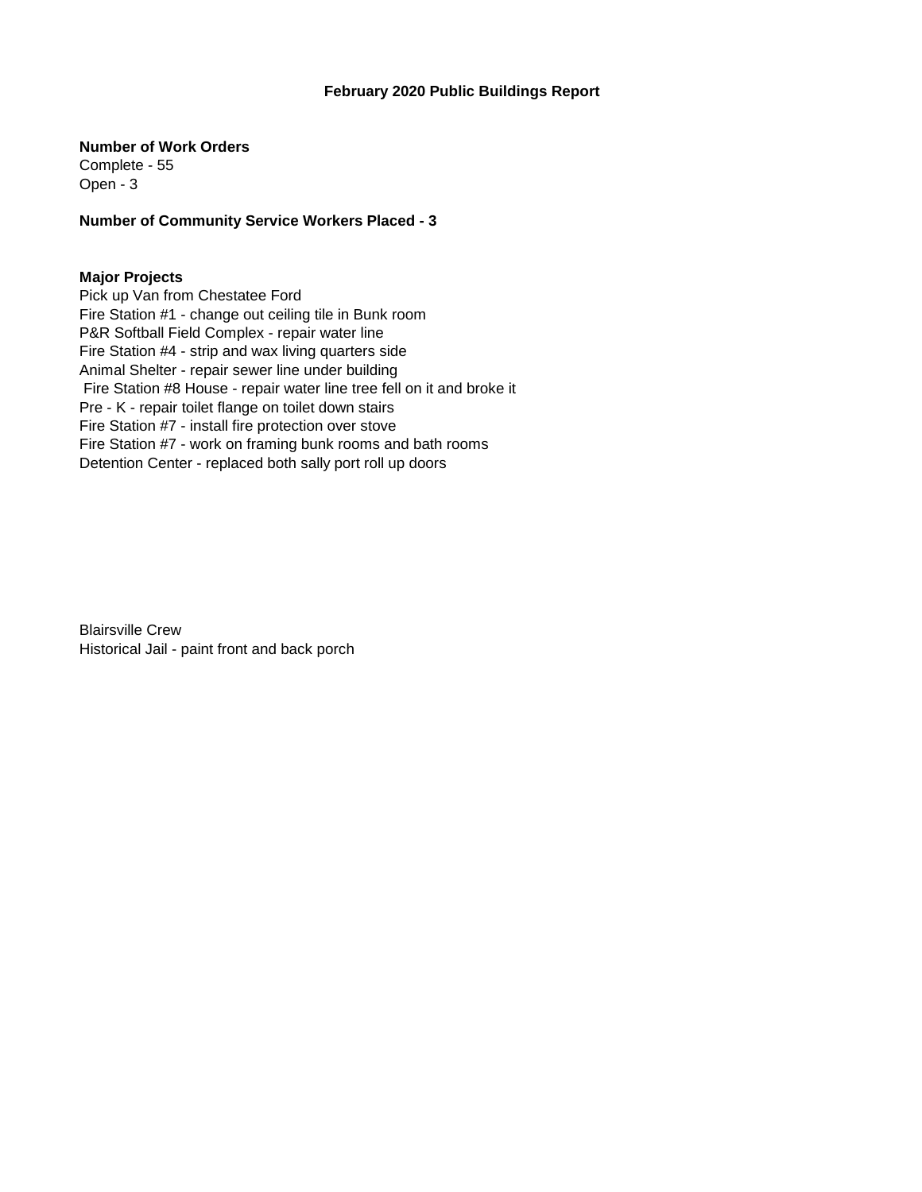# February 2020 Public Buildings Report

**Number of Work Orders**

Complete - 55
Open - 3

**Number of Community Service Workers Placed - 3**

**Major Projects**

Pick up Van from Chestatee Ford
Fire Station #1 - change out ceiling tile in Bunk room
P&R Softball Field Complex - repair water line
Fire Station #4 - strip and wax living quarters side
Animal Shelter - repair sewer line under building
Fire Station #8 House - repair water line tree fell on it and broke it
Pre - K - repair toilet flange on toilet down stairs
Fire Station #7 - install fire protection over stove
Fire Station #7 - work on framing bunk rooms and bath rooms
Detention Center - replaced both sally port roll up doors

Blairsville Crew
Historical Jail - paint front and back porch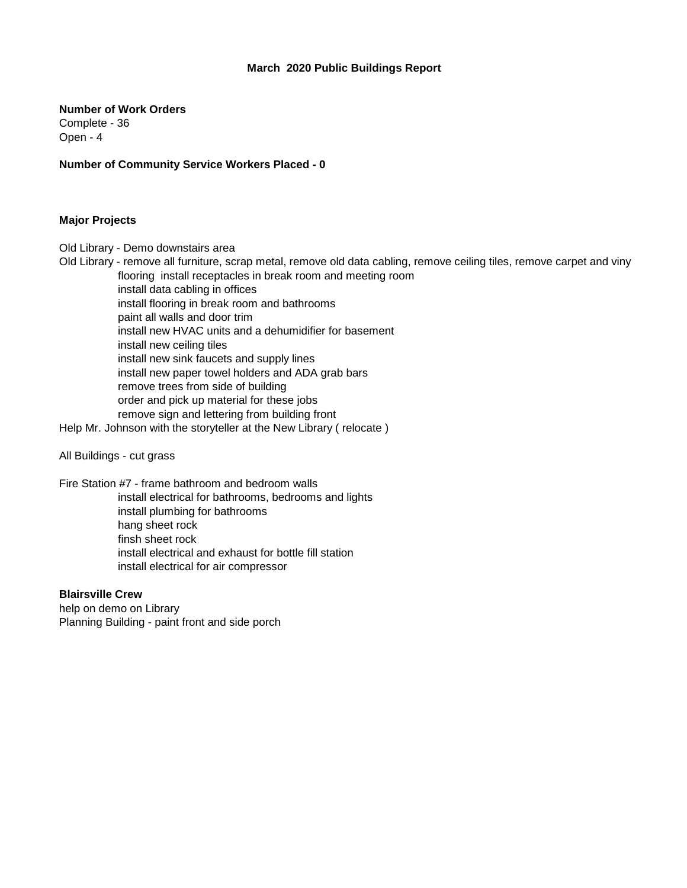**March 2020 Public Buildings Report**

**Number of Work Orders**
Complete - 36
Open - 4

**Number of Community Service Workers Placed - 0**

**Major Projects**

Old Library - Demo downstairs area
Old Library - remove all furniture, scrap metal, remove old data cabling, remove ceiling tiles, remove carpet and viny flooring install receptacles in break room and meeting room
install data cabling in offices
install flooring in break room and bathrooms
paint all walls and door trim
install new HVAC units and a dehumidifier for basement
install new ceiling tiles
install new sink faucets and supply lines
install new paper towel holders and ADA grab bars
remove trees from side of building
order and pick up material for these jobs
remove sign and lettering from building front
Help Mr. Johnson with the storyteller at the New Library ( relocate )

All Buildings - cut grass

Fire Station #7 - frame bathroom and bedroom walls
install electrical for bathrooms, bedrooms and lights
install plumbing for bathrooms
hang sheet rock
finsh sheet rock
install electrical and exhaust for bottle fill station
install electrical for air compressor

**Blairsville Crew**
help on demo on Library
Planning Building - paint front and side porch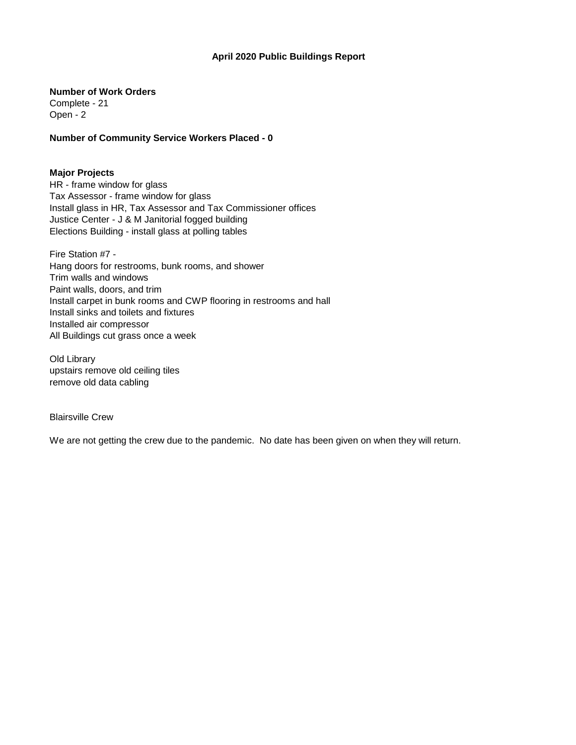# April 2020 Public Buildings Report

**Number of Work Orders**
Complete - 21
Open - 2

**Number of Community Service Workers Placed - 0**

**Major Projects**
HR - frame window for glass
Tax Assessor - frame window for glass
Install glass in HR, Tax Assessor and Tax Commissioner offices
Justice Center - J & M Janitorial fogged building
Elections Building - install glass at polling tables

Fire Station #7 -
Hang doors for restrooms, bunk rooms, and shower
Trim walls and windows
Paint walls, doors, and trim
Install carpet in bunk rooms and CWP flooring in restrooms and hall
Install sinks and toilets and fixtures
Installed air compressor
All Buildings cut grass once a week

Old Library
upstairs remove old ceiling tiles
remove old data cabling

Blairsville Crew

We are not getting the crew due to the pandemic. No date has been given on when they will return.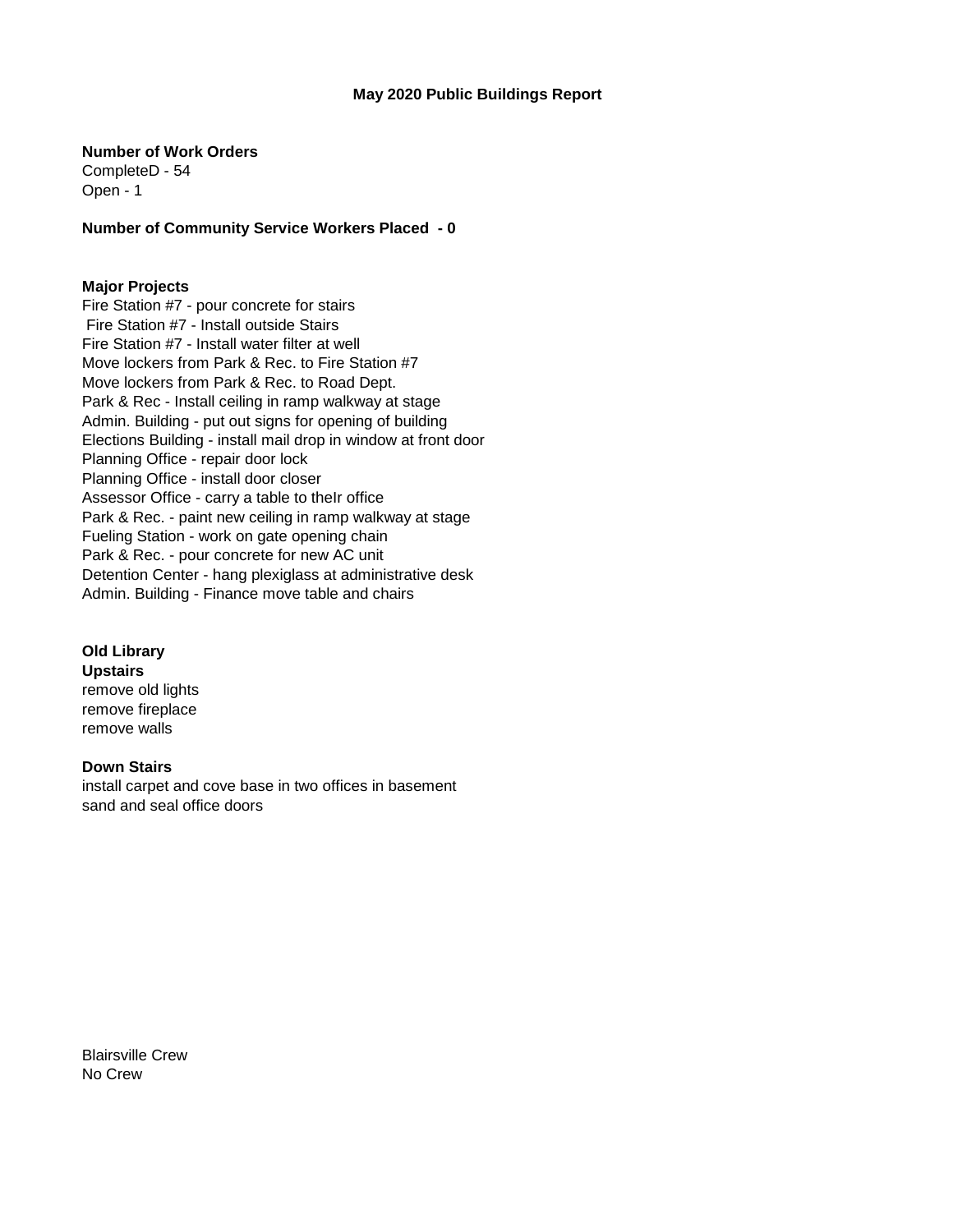# May 2020 Public Buildings Report

**Number of Work Orders**

CompleteD - 54
Open - 1

**Number of Community Service Workers Placed - 0**

**Major Projects**

Fire Station #7 - pour concrete for stairs
Fire Station #7 - Install outside Stairs
Fire Station #7 - Install water filter at well
Move lockers from Park & Rec. to Fire Station #7
Move lockers from Park & Rec. to Road Dept.
Park & Rec - Install ceiling in ramp walkway at stage
Admin. Building - put out signs for opening of building
Elections Building - install mail drop in window at front door
Planning Office - repair door lock
Planning Office - install door closer
Assessor Office - carry a table to theIr office
Park & Rec. - paint new ceiling in ramp walkway at stage
Fueling Station - work on gate opening chain
Park & Rec. - pour concrete for new AC unit
Detention Center - hang plexiglass at administrative desk
Admin. Building - Finance move table and chairs

**Old Library**

**Upstairs**

remove old lights
remove fireplace
remove walls

**Down Stairs**

install carpet and cove base in two offices in basement
sand and seal office doors

Blairsville Crew
No Crew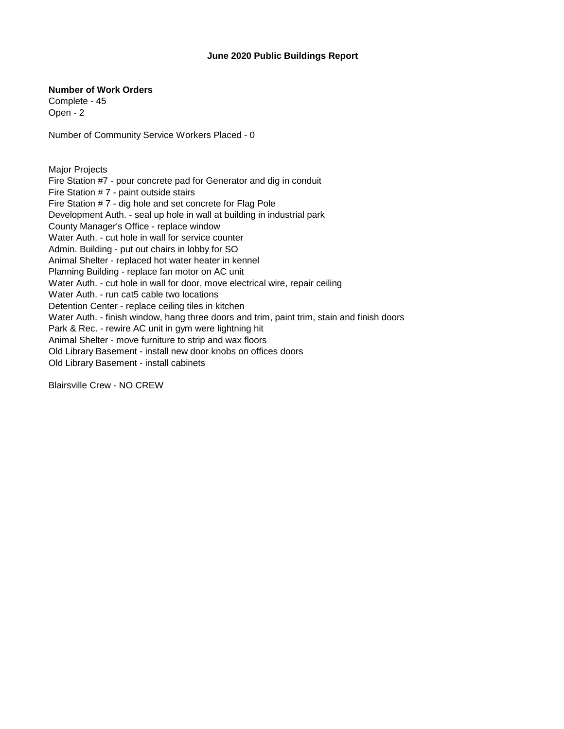# June 2020 Public Buildings Report

**Number of Work Orders**
Complete - 45
Open - 2

Number of Community Service Workers Placed - 0

Major Projects
Fire Station #7 - pour concrete pad for Generator and dig in conduit
Fire Station # 7 - paint outside stairs
Fire Station # 7 - dig hole and set concrete for Flag Pole
Development Auth. - seal up hole in wall at building in industrial park
County Manager's Office - replace window
Water Auth. - cut hole in wall for service counter
Admin. Building - put out chairs in lobby for SO
Animal Shelter - replaced hot water heater in kennel
Planning Building - replace fan motor on AC unit
Water Auth. - cut hole in wall for door, move electrical wire, repair ceiling
Water Auth. - run cat5 cable two locations
Detention Center - replace ceiling tiles in kitchen
Water Auth. - finish window, hang three doors and trim, paint trim, stain and finish doors
Park & Rec. - rewire AC unit in gym were lightning hit
Animal Shelter - move furniture to strip and wax floors
Old Library Basement - install new door knobs on offices doors
Old Library Basement - install cabinets

Blairsville Crew - NO CREW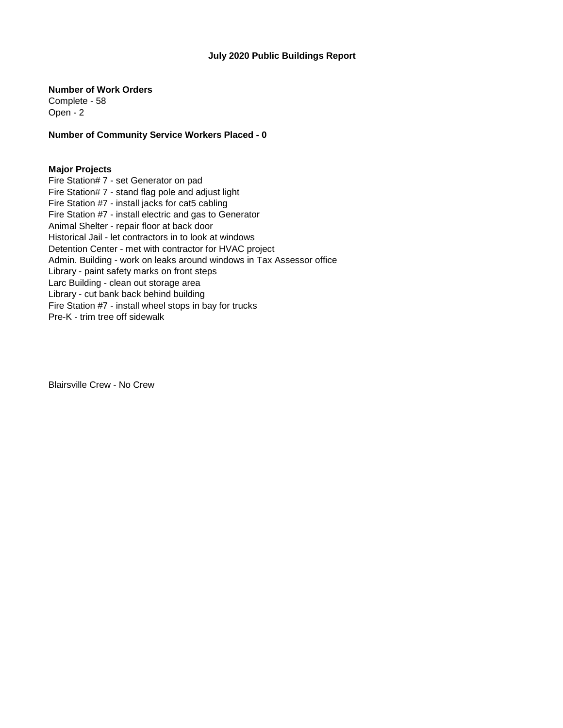# July 2020 Public Buildings Report

**Number of Work Orders**
Complete - 58
Open - 2

**Number of Community Service Workers Placed - 0**

**Major Projects**
Fire Station# 7 - set Generator on pad
Fire Station# 7 - stand flag pole and adjust light
Fire Station #7 - install jacks for cat5 cabling
Fire Station #7 - install electric and gas to Generator
Animal Shelter - repair floor at back door
Historical Jail - let contractors in to look at windows
Detention Center - met with contractor for HVAC project
Admin. Building - work on leaks around windows in Tax Assessor office
Library - paint safety marks on front steps
Larc Building - clean out storage area
Library - cut bank back behind building
Fire Station #7 - install wheel stops in bay for trucks
Pre-K - trim tree off sidewalk

Blairsville Crew - No Crew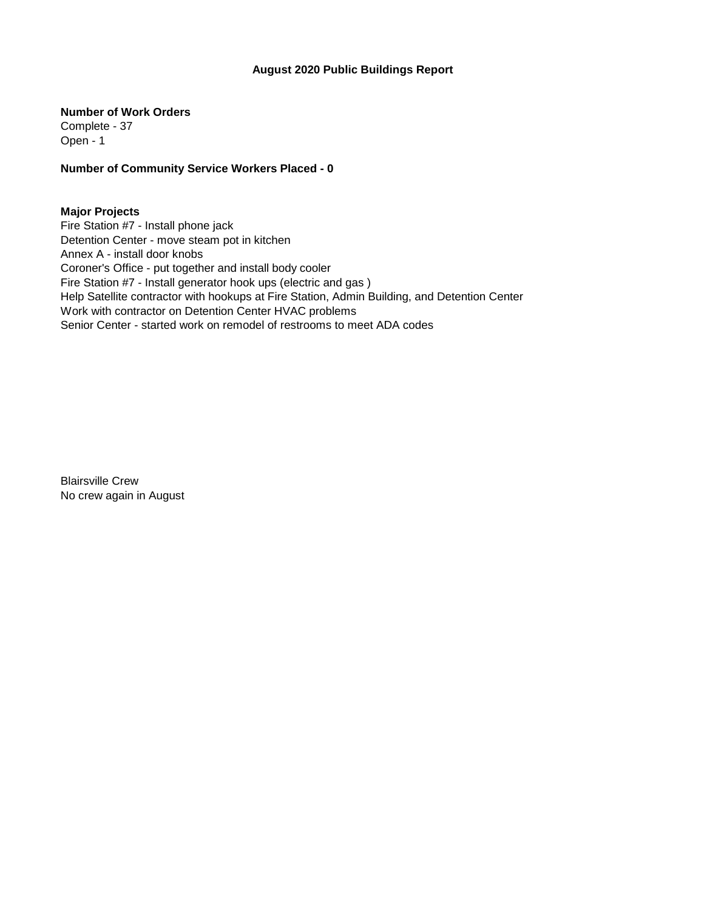# August 2020 Public Buildings Report

**Number of Work Orders**

Complete - 37
Open - 1

**Number of Community Service Workers Placed - 0**

**Major Projects**

Fire Station #7 - Install phone jack
Detention Center - move steam pot in kitchen
Annex A - install door knobs
Coroner's Office - put together and install body cooler
Fire Station #7 - Install generator hook ups (electric and gas )
Help Satellite contractor with hookups at Fire Station, Admin Building, and Detention Center
Work with contractor on Detention Center HVAC problems
Senior Center - started work on remodel of restrooms to meet ADA codes

Blairsville Crew
No crew again in August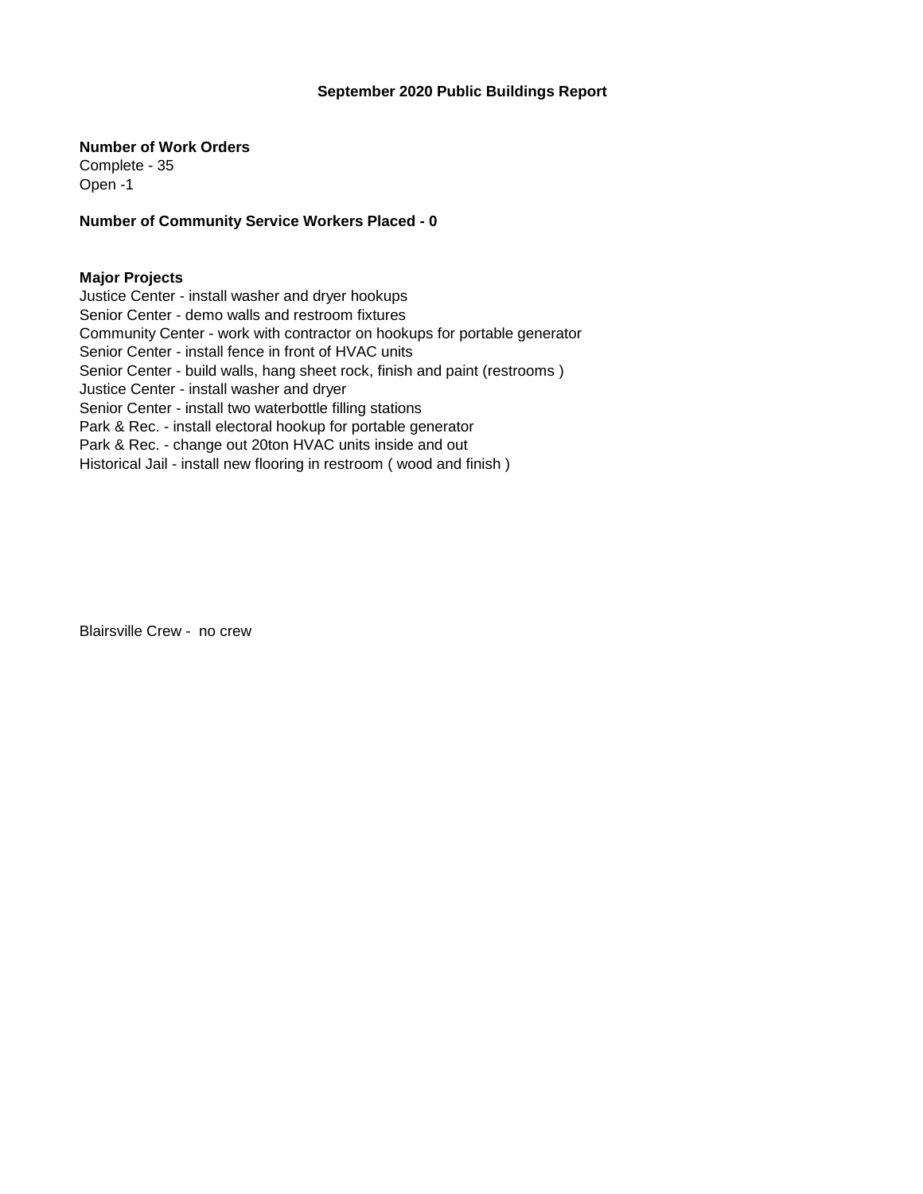## September 2020 Public Buildings Report

**Number of Work Orders**
Complete - 35
Open -1

**Number of Community Service Workers Placed - 0**

**Major Projects**
Justice Center - install washer and dryer hookups
Senior Center - demo walls and restroom fixtures
Community Center - work with contractor on hookups for portable generator
Senior Center - install fence in front of HVAC units
Senior Center - build walls, hang sheet rock, finish and paint (restrooms )
Justice Center - install washer and dryer
Senior Center - install two waterbottle filling stations
Park & Rec. - install electoral hookup for portable generator
Park & Rec. - change out 20ton HVAC units inside and out
Historical Jail - install new flooring in restroom ( wood and finish )

Blairsville Crew - no crew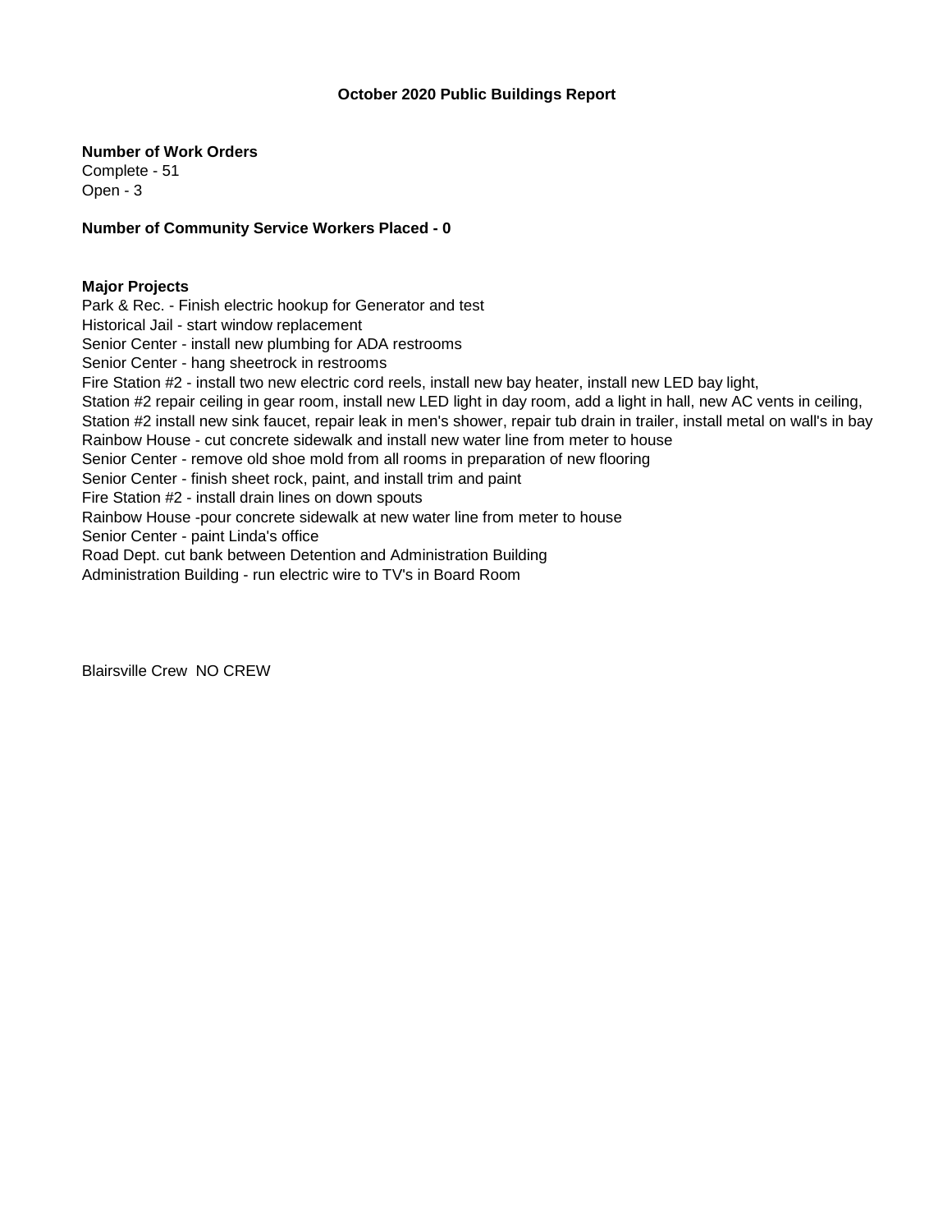# October 2020 Public Buildings Report

**Number of Work Orders**
Complete - 51
Open - 3

**Number of Community Service Workers Placed - 0**

**Major Projects**
Park & Rec. - Finish electric hookup for Generator and test
Historical Jail - start window replacement
Senior Center - install new plumbing for ADA restrooms
Senior Center - hang sheetrock in restrooms
Fire Station #2 - install two new electric cord reels, install new bay heater, install new LED bay light,
Station #2 repair ceiling in gear room, install new LED light in day room, add a light in hall, new AC vents in ceiling,
Station #2 install new sink faucet, repair leak in men's shower, repair tub drain in trailer, install metal on wall's in bay
Rainbow House - cut concrete sidewalk and install new water line from meter to house
Senior Center - remove old shoe mold from all rooms in preparation of new flooring
Senior Center - finish sheet rock, paint, and install trim and paint
Fire Station #2 - install drain lines on down spouts
Rainbow House -pour concrete sidewalk at new water line from meter to house
Senior Center - paint Linda's office
Road Dept. cut bank between Detention and Administration Building
Administration Building - run electric wire to TV's in Board Room

Blairsville Crew NO CREW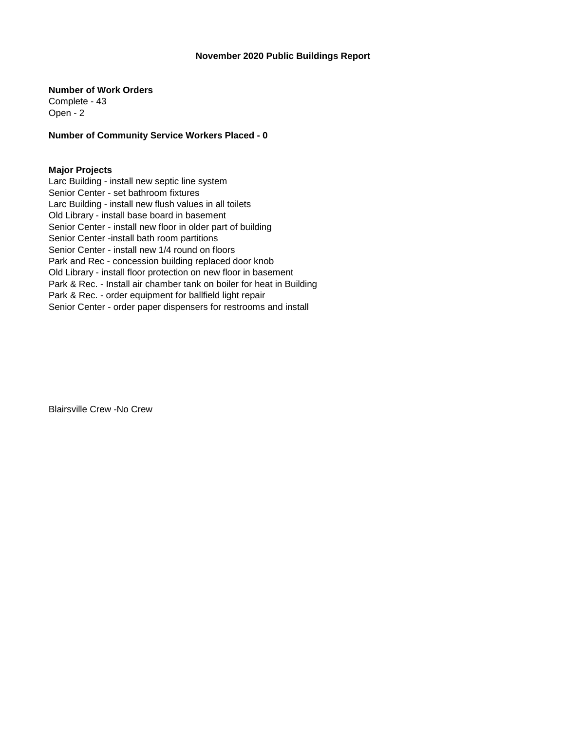# November 2020 Public Buildings Report

**Number of Work Orders**

Complete - 43
Open - 2

**Number of Community Service Workers Placed - 0**

**Major Projects**

Larc Building - install new septic line system
Senior Center - set bathroom fixtures
Larc Building - install new flush values in all toilets
Old Library - install base board in basement
Senior Center - install new floor in older part of building
Senior Center -install bath room partitions
Senior Center - install new 1/4 round on floors
Park and Rec - concession building replaced door knob
Old Library - install floor protection on new floor in basement
Park & Rec. - Install air chamber tank on boiler for heat in Building
Park & Rec. - order equipment for ballfield light repair
Senior Center - order paper dispensers for restrooms and install

Blairsville Crew -No Crew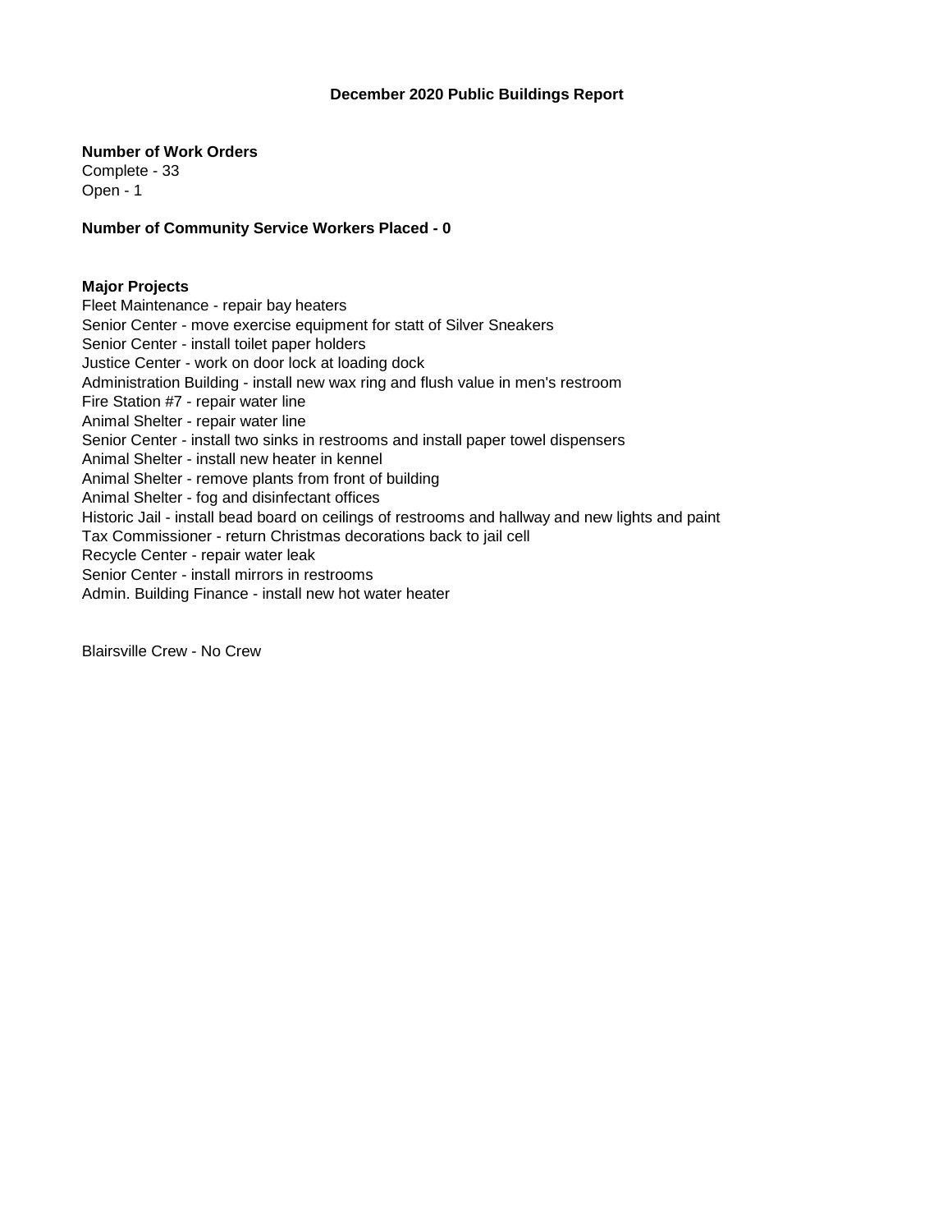# December 2020 Public Buildings Report

**Number of Work Orders**
Complete - 33
Open - 1

**Number of Community Service Workers Placed - 0**

**Major Projects**
Fleet Maintenance - repair bay heaters
Senior Center - move exercise equipment for statt of Silver Sneakers
Senior Center - install toilet paper holders
Justice Center - work on door lock at loading dock
Administration Building - install new wax ring and flush value in men's restroom
Fire Station #7 - repair water line
Animal Shelter - repair water line
Senior Center - install two sinks in restrooms and install paper towel dispensers
Animal Shelter - install new heater in kennel
Animal Shelter - remove plants from front of building
Animal Shelter - fog and disinfectant offices
Historic Jail - install bead board on ceilings of restrooms and hallway and new lights and paint
Tax Commissioner - return Christmas decorations back to jail cell
Recycle Center - repair water leak
Senior Center - install mirrors in restrooms
Admin. Building Finance - install new hot water heater

Blairsville Crew - No Crew